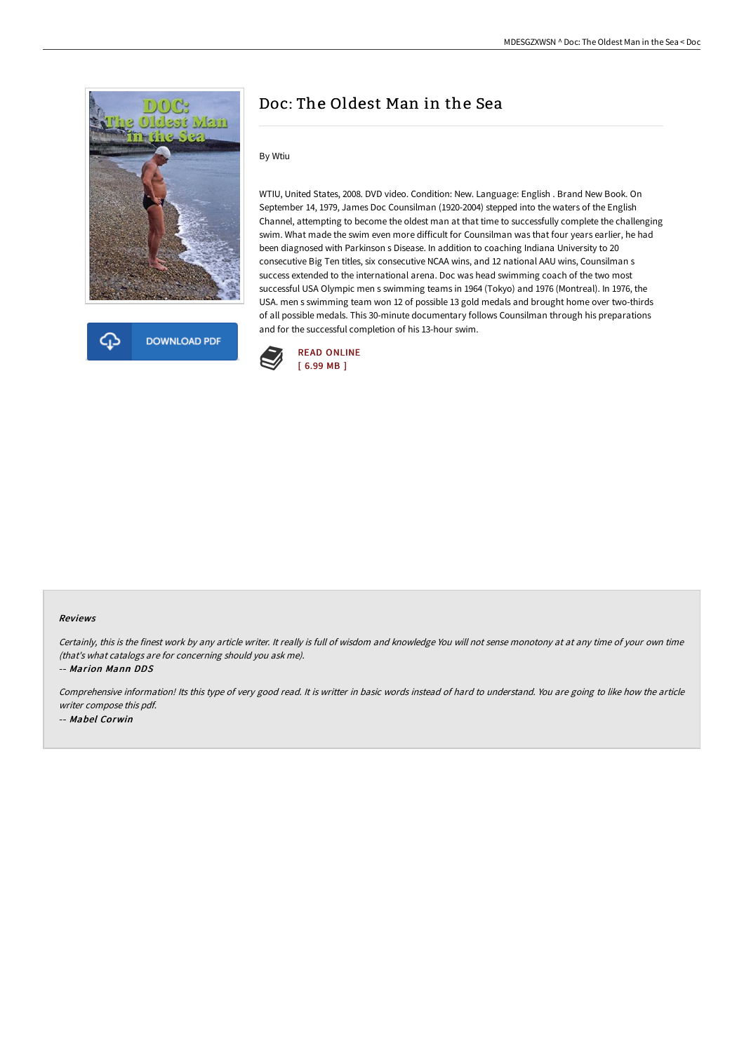# Doc: The Oldest Man in the Sea

By Wtiu

WTIU, United States, 2008. DVD video. Condition: New. Language: English . Brand New Book. On September 14, 1979, James Doc Counsilman (1920-2004) stepped into the waters of the English Channel, attempting to become the oldest man at that time to successfully complete the challenging swim. What made the swim even more difficult for Counsilman was that four years earlier, he had been diagnosed with Parkinson s Disease. In addition to coaching Indiana University to 20 consecutive Big Ten titles, six consecutive NCAA wins, and 12 national AAU wins, Counsilman s success extended to the international arena. Doc was head swimming coach of the two most successful USA Olympic men s swimming teams in 1964 (Tokyo) and 1976 (Montreal). In 1976, the USA. men s swimming team won 12 of possible 13 gold medals and brought home over two-thirds of all possible medals. This 30-minute documentary follows Counsilman through his preparations and for the successful completion of his 13-hour swim.

DOWNLOAD PDF

READ ONLINE
[ 6.99 MB ]

### Reviews

*Certainly, this is the finest work by any article writer. It really is full of wisdom and knowledge You will not sense monotony at at any time of your own time (that's what catalogs are for concerning should you ask me).*

-- *Marion Mann DDS*

*Comprehensive information! Its this type of very good read. It is writter in basic words instead of hard to understand. You are going to like how the article writer compose this pdf.*

-- *Mabel Corwin*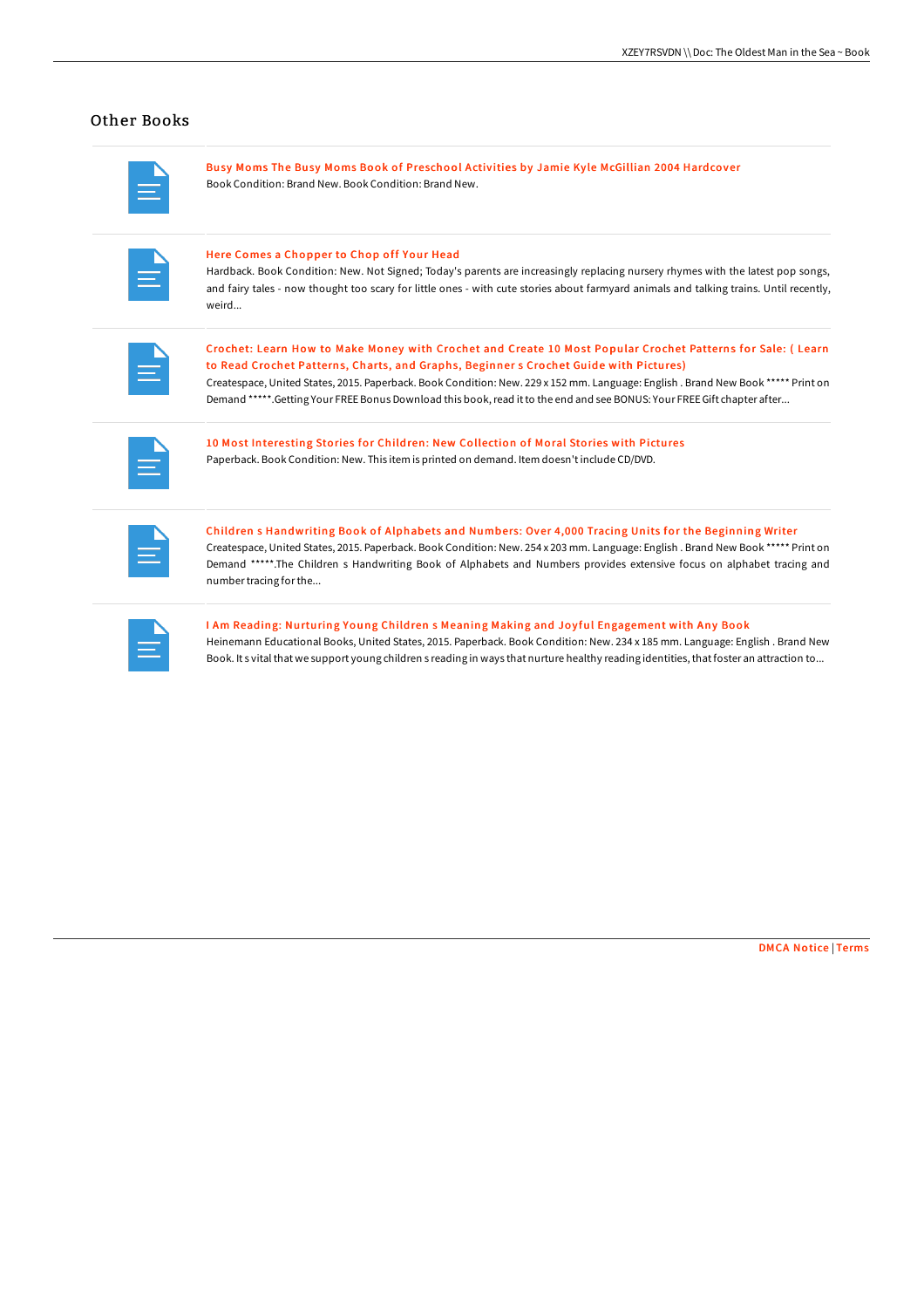## Other Books

**Busy Moms The Busy Moms Book of Preschool Activities by Jamie Kyle McGillian 2004 Hardcover**

Book Condition: Brand New. Book Condition: Brand New.

**Here Comes a Chopper to Chop off Your Head**

Hardback. Book Condition: New. Not Signed; Today's parents are increasingly replacing nursery rhymes with the latest pop songs, and fairy tales - now thought too scary for little ones - with cute stories about farmyard animals and talking trains. Until recently, weird...

**Crochet: Learn How to Make Money with Crochet and Create 10 Most Popular Crochet Patterns for Sale: ( Learn to Read Crochet Patterns, Charts, and Graphs, Beginner s Crochet Guide with Pictures)**

Createspace, United States, 2015. Paperback. Book Condition: New. 229 x 152 mm. Language: English . Brand New Book ***** Print on Demand *****.Getting Your FREE Bonus Download this book, read it to the end and see BONUS: Your FREE Gift chapter after...

**10 Most Interesting Stories for Children: New Collection of Moral Stories with Pictures**

Paperback. Book Condition: New. This item is printed on demand. Item doesn't include CD/DVD.

**Children s Handwriting Book of Alphabets and Numbers: Over 4,000 Tracing Units for the Beginning Writer**

Createspace, United States, 2015. Paperback. Book Condition: New. 254 x 203 mm. Language: English . Brand New Book ***** Print on Demand *****.The Children s Handwriting Book of Alphabets and Numbers provides extensive focus on alphabet tracing and number tracing for the...

**I Am Reading: Nurturing Young Children s Meaning Making and Joyful Engagement with Any Book**

Heinemann Educational Books, United States, 2015. Paperback. Book Condition: New. 234 x 185 mm. Language: English . Brand New Book. It s vital that we support young children s reading in ways that nurture healthy reading identities, that foster an attraction to...

DMCA Notice | Terms